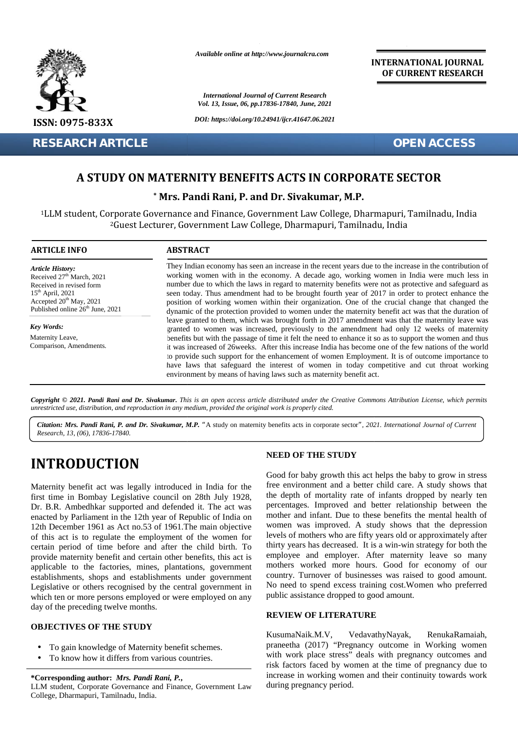*Available online at http://www.journalcra.com*

**INTERNATIONAL JOURNAL OF CURRENT RESEARCH**

*International Journal of Current Research*
*Vol. 13, Issue, 06, pp.17836-17840, June, 2021*

*DOI: https://doi.org/10.24941/ijcr.41647.06.2021*

ISSN: 0975-833X

**RESEARCH ARTICLE** **OPEN ACCESS**

# A STUDY ON MATERNITY BENEFITS ACTS IN CORPORATE SECTOR

**\* Mrs. Pandi Rani, P. and Dr. Sivakumar, M.P.**

[1]LLM student, Corporate Governance and Finance, Government Law College, Dharmapuri, Tamilnadu, India
[2]Guest Lecturer, Government Law College, Dharmapuri, Tamilnadu, India

**ARTICLE INFO**

*Article History:*
Received 27th March, 2021
Received in revised form
15th April, 2021
Accepted 20th May, 2021
Published online 26th June, 2021

*Key Words:*
Maternity Leave,
Comparison, Amendments.

**ABSTRACT**

They Indian economy has seen an increase in the recent years due to the increase in the contribution of working women with in the economy. A decade ago, working women in India were much less in number due to which the laws in regard to maternity benefits were not as protective and safeguard as seen today. Thus amendment had to be brought fourth year of 2017 in order to protect enhance the position of working women within their organization. One of the crucial change that changed the dynamic of the protection provided to women under the maternity benefit act was that the duration of leave granted to them, which was brought forth in 2017 amendment was that the maternity leave was granted to women was increased, previously to the amendment had only 12 weeks of maternity benefits but with the passage of time it felt the need to enhance it so as to support the women and thus it was increased of 26weeks. After this increase India has become one of the few nations of the world to provide such support for the enhancement of women Employment. It is of outcome importance to have laws that safeguard the interest of women in today competitive and cut throat working environment by means of having laws such as maternity benefit act.

***Copyright © 2021. Pandi Rani and Dr. Sivakumar.*** *This is an open access article distributed under the Creative Commons Attribution License, which permits unrestricted use, distribution, and reproduction in any medium, provided the original work is properly cited.*

***Citation: Mrs. Pandi Rani, P. and Dr. Sivakumar, M.P.*** *"*A study on maternity benefits acts in corporate sector*", 2021. International Journal of Current Research, 13, (06), 17836-17840.*

# INTRODUCTION

Maternity benefit act was legally introduced in India for the first time in Bombay Legislative council on 28th July 1928, Dr. B.R. Ambedhkar supported and defended it. The act was enacted by Parliament in the 12th year of Republic of India on 12th December 1961 as Act no.53 of 1961.The main objective of this act is to regulate the employment of the women for certain period of time before and after the child birth. To provide maternity benefit and certain other benefits, this act is applicable to the factories, mines, plantations, government establishments, shops and establishments under government Legislative or others recognised by the central government in which ten or more persons employed or were employed on any day of the preceding twelve months.

### OBJECTIVES OF THE STUDY

- To gain knowledge of Maternity benefit schemes.
- To know how it differs from various countries.

### NEED OF THE STUDY

Good for baby growth this act helps the baby to grow in stress free environment and a better child care. A study shows that the depth of mortality rate of infants dropped by nearly ten percentages. Improved and better relationship between the mother and infant. Due to these benefits the mental health of women was improved. A study shows that the depression levels of mothers who are fifty years old or approximately after thirty years has decreased. It is a win-win strategy for both the employee and employer. After maternity leave so many mothers worked more hours. Good for economy of our country. Turnover of businesses was raised to good amount. No need to spend excess training cost.Women who preferred public assistance dropped to good amount.

### REVIEW OF LITERATURE

KusumaNaik.M.V, VedavathyNayak, RenukaRamaiah, praneetha (2017) "Pregnancy outcome in Working women with work place stress" deals with pregnancy outcomes and risk factors faced by women at the time of pregnancy due to increase in working women and their continuity towards work during pregnancy period.

**\*Corresponding author:** ***Mrs. Pandi Rani, P.,***
LLM student, Corporate Governance and Finance, Government Law College, Dharmapuri, Tamilnadu, India.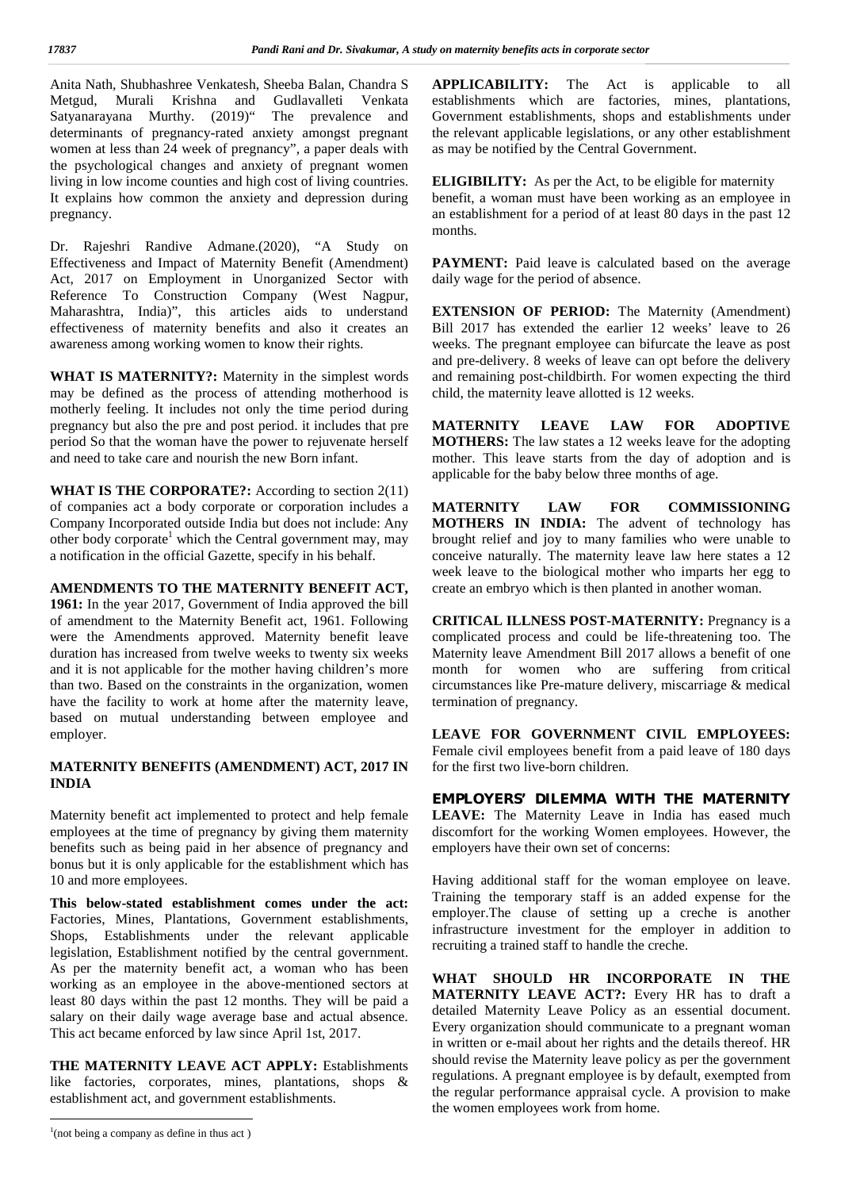Anita Nath, Shubhashree Venkatesh, Sheeba Balan, Chandra S Metgud, Murali Krishna and Gudlavalleti Venkata Satyanarayana Murthy. (2019)" The prevalence and determinants of pregnancy-rated anxiety amongst pregnant women at less than 24 week of pregnancy", a paper deals with the psychological changes and anxiety of pregnant women living in low income counties and high cost of living countries. It explains how common the anxiety and depression during pregnancy.

Dr. Rajeshri Randive Admane.(2020), "A Study on Effectiveness and Impact of Maternity Benefit (Amendment) Act, 2017 on Employment in Unorganized Sector with Reference To Construction Company (West Nagpur, Maharashtra, India)", this articles aids to understand effectiveness of maternity benefits and also it creates an awareness among working women to know their rights.

**WHAT IS MATERNITY?:** Maternity in the simplest words may be defined as the process of attending motherhood is motherly feeling. It includes not only the time period during pregnancy but also the pre and post period. it includes that pre period So that the woman have the power to rejuvenate herself and need to take care and nourish the new Born infant.

**WHAT IS THE CORPORATE?:** According to section 2(11) of companies act a body corporate or corporation includes a Company Incorporated outside India but does not include: Any other body corporate[1] which the Central government may, may a notification in the official Gazette, specify in his behalf.

**AMENDMENTS TO THE MATERNITY BENEFIT ACT, 1961:** In the year 2017, Government of India approved the bill of amendment to the Maternity Benefit act, 1961. Following were the Amendments approved. Maternity benefit leave duration has increased from twelve weeks to twenty six weeks and it is not applicable for the mother having children's more than two. Based on the constraints in the organization, women have the facility to work at home after the maternity leave, based on mutual understanding between employee and employer.

## MATERNITY BENEFITS (AMENDMENT) ACT, 2017 IN INDIA

Maternity benefit act implemented to protect and help female employees at the time of pregnancy by giving them maternity benefits such as being paid in her absence of pregnancy and bonus but it is only applicable for the establishment which has 10 and more employees.

**This below-stated establishment comes under the act:** Factories, Mines, Plantations, Government establishments, Shops, Establishments under the relevant applicable legislation, Establishment notified by the central government. As per the maternity benefit act, a woman who has been working as an employee in the above-mentioned sectors at least 80 days within the past 12 months. They will be paid a salary on their daily wage average base and actual absence. This act became enforced by law since April 1st, 2017.

**THE MATERNITY LEAVE ACT APPLY:** Establishments like factories, corporates, mines, plantations, shops & establishment act, and government establishments.

**APPLICABILITY:** The Act is applicable to all establishments which are factories, mines, plantations, Government establishments, shops and establishments under the relevant applicable legislations, or any other establishment as may be notified by the Central Government.

**ELIGIBILITY:** As per the Act, to be eligible for maternity benefit, a woman must have been working as an employee in an establishment for a period of at least 80 days in the past 12 months.

**PAYMENT:** Paid leave is calculated based on the average daily wage for the period of absence.

**EXTENSION OF PERIOD:** The Maternity (Amendment) Bill 2017 has extended the earlier 12 weeks' leave to 26 weeks. The pregnant employee can bifurcate the leave as post and pre-delivery. 8 weeks of leave can opt before the delivery and remaining post-childbirth. For women expecting the third child, the maternity leave allotted is 12 weeks.

**MATERNITY LEAVE LAW FOR ADOPTIVE MOTHERS:** The law states a 12 weeks leave for the adopting mother. This leave starts from the day of adoption and is applicable for the baby below three months of age.

**MATERNITY LAW FOR COMMISSIONING MOTHERS IN INDIA:** The advent of technology has brought relief and joy to many families who were unable to conceive naturally. The maternity leave law here states a 12 week leave to the biological mother who imparts her egg to create an embryo which is then planted in another woman.

**CRITICAL ILLNESS POST-MATERNITY:** Pregnancy is a complicated process and could be life-threatening too. The Maternity leave Amendment Bill 2017 allows a benefit of one month for women who are suffering from critical circumstances like Pre-mature delivery, miscarriage & medical termination of pregnancy.

**LEAVE FOR GOVERNMENT CIVIL EMPLOYEES:** Female civil employees benefit from a paid leave of 180 days for the first two live-born children.

**EMPLOYERS' DILEMMA WITH THE MATERNITY LEAVE:** The Maternity Leave in India has eased much discomfort for the working Women employees. However, the employers have their own set of concerns:

Having additional staff for the woman employee on leave. Training the temporary staff is an added expense for the employer.The clause of setting up a creche is another infrastructure investment for the employer in addition to recruiting a trained staff to handle the creche.

**WHAT SHOULD HR INCORPORATE IN THE MATERNITY LEAVE ACT?:** Every HR has to draft a detailed Maternity Leave Policy as an essential document. Every organization should communicate to a pregnant woman in written or e-mail about her rights and the details thereof. HR should revise the Maternity leave policy as per the government regulations. A pregnant employee is by default, exempted from the regular performance appraisal cycle. A provision to make the women employees work from home.

---

[1](not being a company as define in thus act )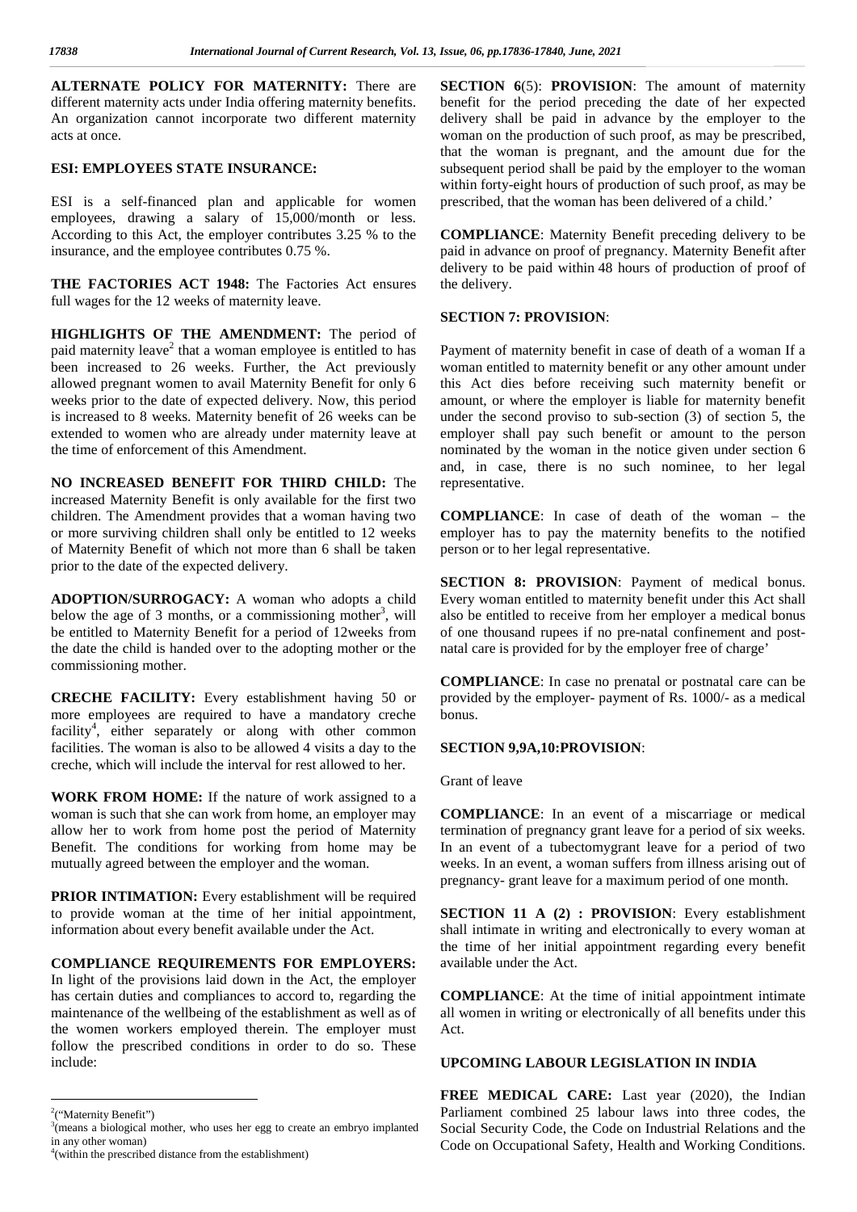**ALTERNATE POLICY FOR MATERNITY:** There are different maternity acts under India offering maternity benefits. An organization cannot incorporate two different maternity acts at once.

**ESI: EMPLOYEES STATE INSURANCE:**

ESI is a self-financed plan and applicable for women employees, drawing a salary of 15,000/month or less. According to this Act, the employer contributes 3.25 % to the insurance, and the employee contributes 0.75 %.

**THE FACTORIES ACT 1948:** The Factories Act ensures full wages for the 12 weeks of maternity leave.

**HIGHLIGHTS OF THE AMENDMENT:** The period of paid maternity leave[2] that a woman employee is entitled to has been increased to 26 weeks. Further, the Act previously allowed pregnant women to avail Maternity Benefit for only 6 weeks prior to the date of expected delivery. Now, this period is increased to 8 weeks. Maternity benefit of 26 weeks can be extended to women who are already under maternity leave at the time of enforcement of this Amendment.

**NO INCREASED BENEFIT FOR THIRD CHILD:** The increased Maternity Benefit is only available for the first two children. The Amendment provides that a woman having two or more surviving children shall only be entitled to 12 weeks of Maternity Benefit of which not more than 6 shall be taken prior to the date of the expected delivery.

**ADOPTION/SURROGACY:** A woman who adopts a child below the age of 3 months, or a commissioning mother[3], will be entitled to Maternity Benefit for a period of 12weeks from the date the child is handed over to the adopting mother or the commissioning mother.

**CRECHE FACILITY:** Every establishment having 50 or more employees are required to have a mandatory creche facility[4], either separately or along with other common facilities. The woman is also to be allowed 4 visits a day to the creche, which will include the interval for rest allowed to her.

**WORK FROM HOME:** If the nature of work assigned to a woman is such that she can work from home, an employer may allow her to work from home post the period of Maternity Benefit. The conditions for working from home may be mutually agreed between the employer and the woman.

**PRIOR INTIMATION:** Every establishment will be required to provide woman at the time of her initial appointment, information about every benefit available under the Act.

**COMPLIANCE REQUIREMENTS FOR EMPLOYERS:** In light of the provisions laid down in the Act, the employer has certain duties and compliances to accord to, regarding the maintenance of the wellbeing of the establishment as well as of the women workers employed therein. The employer must follow the prescribed conditions in order to do so. These include:

**SECTION 6**(5): **PROVISION**: The amount of maternity benefit for the period preceding the date of her expected delivery shall be paid in advance by the employer to the woman on the production of such proof, as may be prescribed, that the woman is pregnant, and the amount due for the subsequent period shall be paid by the employer to the woman within forty-eight hours of production of such proof, as may be prescribed, that the woman has been delivered of a child.'

**COMPLIANCE**: Maternity Benefit preceding delivery to be paid in advance on proof of pregnancy. Maternity Benefit after delivery to be paid within 48 hours of production of proof of the delivery.

**SECTION 7: PROVISION**:

Payment of maternity benefit in case of death of a woman If a woman entitled to maternity benefit or any other amount under this Act dies before receiving such maternity benefit or amount, or where the employer is liable for maternity benefit under the second proviso to sub-section (3) of section 5, the employer shall pay such benefit or amount to the person nominated by the woman in the notice given under section 6 and, in case, there is no such nominee, to her legal representative.

**COMPLIANCE**: In case of death of the woman – the employer has to pay the maternity benefits to the notified person or to her legal representative.

**SECTION 8: PROVISION**: Payment of medical bonus. Every woman entitled to maternity benefit under this Act shall also be entitled to receive from her employer a medical bonus of one thousand rupees if no pre-natal confinement and post-natal care is provided for by the employer free of charge'

**COMPLIANCE**: In case no prenatal or postnatal care can be provided by the employer- payment of Rs. 1000/- as a medical bonus.

**SECTION 9,9A,10:PROVISION**:

Grant of leave

**COMPLIANCE**: In an event of a miscarriage or medical termination of pregnancy grant leave for a period of six weeks. In an event of a tubectomygrant leave for a period of two weeks. In an event, a woman suffers from illness arising out of pregnancy- grant leave for a maximum period of one month.

**SECTION 11 A (2) : PROVISION**: Every establishment shall intimate in writing and electronically to every woman at the time of her initial appointment regarding every benefit available under the Act.

**COMPLIANCE**: At the time of initial appointment intimate all women in writing or electronically of all benefits under this Act.

## UPCOMING LABOUR LEGISLATION IN INDIA

**FREE MEDICAL CARE:** Last year (2020), the Indian Parliament combined 25 labour laws into three codes, the Social Security Code, the Code on Industrial Relations and the Code on Occupational Safety, Health and Working Conditions.

---

[2]("Maternity Benefit")

[3](means a biological mother, who uses her egg to create an embryo implanted in any other woman)

[4](within the prescribed distance from the establishment)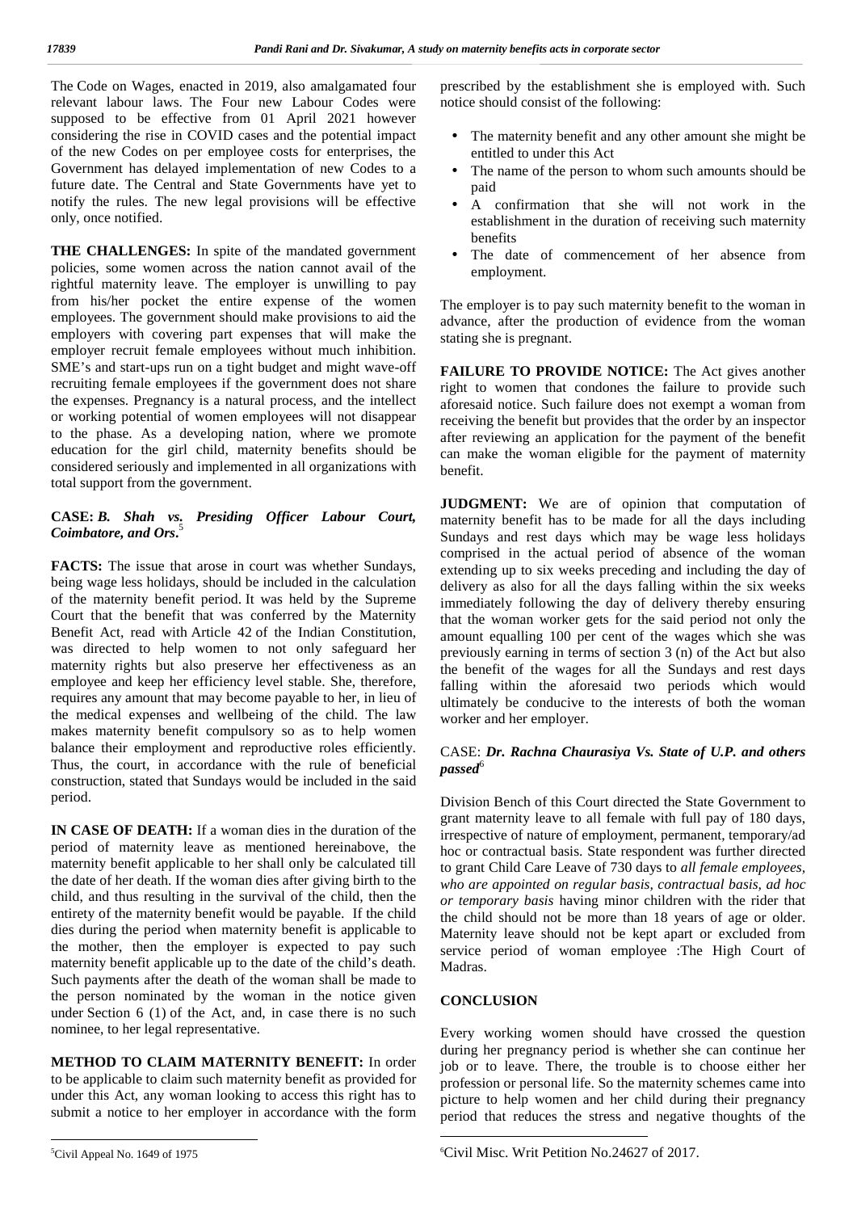The Code on Wages, enacted in 2019, also amalgamated four relevant labour laws. The Four new Labour Codes were supposed to be effective from 01 April 2021 however considering the rise in COVID cases and the potential impact of the new Codes on per employee costs for enterprises, the Government has delayed implementation of new Codes to a future date. The Central and State Governments have yet to notify the rules. The new legal provisions will be effective only, once notified.

**THE CHALLENGES:** In spite of the mandated government policies, some women across the nation cannot avail of the rightful maternity leave. The employer is unwilling to pay from his/her pocket the entire expense of the women employees. The government should make provisions to aid the employers with covering part expenses that will make the employer recruit female employees without much inhibition. SME's and start-ups run on a tight budget and might wave-off recruiting female employees if the government does not share the expenses. Pregnancy is a natural process, and the intellect or working potential of women employees will not disappear to the phase. As a developing nation, where we promote education for the girl child, maternity benefits should be considered seriously and implemented in all organizations with total support from the government.

**CASE:** ***B. Shah vs. Presiding Officer Labour Court, Coimbatore, and Ors.***[5]

**FACTS:** The issue that arose in court was whether Sundays, being wage less holidays, should be included in the calculation of the maternity benefit period. It was held by the Supreme Court that the benefit that was conferred by the Maternity Benefit Act, read with Article 42 of the Indian Constitution, was directed to help women to not only safeguard her maternity rights but also preserve her effectiveness as an employee and keep her efficiency level stable. She, therefore, requires any amount that may become payable to her, in lieu of the medical expenses and wellbeing of the child. The law makes maternity benefit compulsory so as to help women balance their employment and reproductive roles efficiently. Thus, the court, in accordance with the rule of beneficial construction, stated that Sundays would be included in the said period.

**IN CASE OF DEATH:** If a woman dies in the duration of the period of maternity leave as mentioned hereinabove, the maternity benefit applicable to her shall only be calculated till the date of her death. If the woman dies after giving birth to the child, and thus resulting in the survival of the child, then the entirety of the maternity benefit would be payable. If the child dies during the period when maternity benefit is applicable to the mother, then the employer is expected to pay such maternity benefit applicable up to the date of the child's death. Such payments after the death of the woman shall be made to the person nominated by the woman in the notice given under Section 6 (1) of the Act, and, in case there is no such nominee, to her legal representative.

**METHOD TO CLAIM MATERNITY BENEFIT:** In order to be applicable to claim such maternity benefit as provided for under this Act, any woman looking to access this right has to submit a notice to her employer in accordance with the form prescribed by the establishment she is employed with. Such notice should consist of the following:

- The maternity benefit and any other amount she might be entitled to under this Act
- The name of the person to whom such amounts should be paid
- A confirmation that she will not work in the establishment in the duration of receiving such maternity benefits
- The date of commencement of her absence from employment.

The employer is to pay such maternity benefit to the woman in advance, after the production of evidence from the woman stating she is pregnant.

**FAILURE TO PROVIDE NOTICE:** The Act gives another right to women that condones the failure to provide such aforesaid notice. Such failure does not exempt a woman from receiving the benefit but provides that the order by an inspector after reviewing an application for the payment of the benefit can make the woman eligible for the payment of maternity benefit.

**JUDGMENT:** We are of opinion that computation of maternity benefit has to be made for all the days including Sundays and rest days which may be wage less holidays comprised in the actual period of absence of the woman extending up to six weeks preceding and including the day of delivery as also for all the days falling within the six weeks immediately following the day of delivery thereby ensuring that the woman worker gets for the said period not only the amount equalling 100 per cent of the wages which she was previously earning in terms of section 3 (n) of the Act but also the benefit of the wages for all the Sundays and rest days falling within the aforesaid two periods which would ultimately be conducive to the interests of both the woman worker and her employer.

CASE: ***Dr. Rachna Chaurasiya Vs. State of U.P. and others passed***[6]

Division Bench of this Court directed the State Government to grant maternity leave to all female with full pay of 180 days, irrespective of nature of employment, permanent, temporary/ad hoc or contractual basis. State respondent was further directed to grant Child Care Leave of 730 days to *all female employees, who are appointed on regular basis, contractual basis, ad hoc or temporary basis* having minor children with the rider that the child should not be more than 18 years of age or older. Maternity leave should not be kept apart or excluded from service period of woman employee :The High Court of Madras.

**CONCLUSION**

Every working women should have crossed the question during her pregnancy period is whether she can continue her job or to leave. There, the trouble is to choose either her profession or personal life. So the maternity schemes came into picture to help women and her child during their pregnancy period that reduces the stress and negative thoughts of the

[5] Civil Appeal No. 1649 of 1975

[6] Civil Misc. Writ Petition No.24627 of 2017.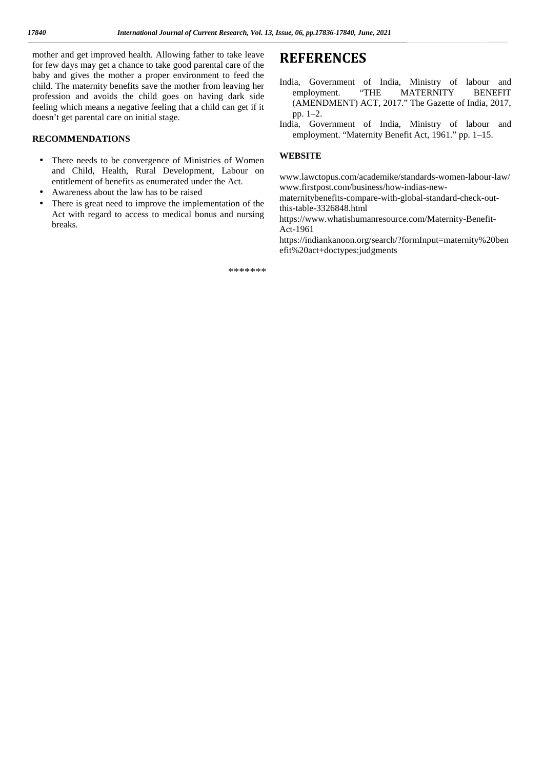mother and get improved health. Allowing father to take leave for few days may get a chance to take good parental care of the baby and gives the mother a proper environment to feed the child. The maternity benefits save the mother from leaving her profession and avoids the child goes on having dark side feeling which means a negative feeling that a child can get if it doesn't get parental care on initial stage.

### RECOMMENDATIONS

- There needs to be convergence of Ministries of Women and Child, Health, Rural Development, Labour on entitlement of benefits as enumerated under the Act.
- Awareness about the law has to be raised
- There is great need to improve the implementation of the Act with regard to access to medical bonus and nursing breaks.

## REFERENCES

India, Government of India, Ministry of labour and employment. "THE MATERNITY BENEFIT (AMENDMENT) ACT, 2017." The Gazette of India, 2017, pp. 1–2.

India, Government of India, Ministry of labour and employment. "Maternity Benefit Act, 1961." pp. 1–15.

### WEBSITE

www.lawctopus.com/academike/standards-women-labour-law/
www.firstpost.com/business/how-indias-new-maternitybenefits-compare-with-global-standard-check-out-this-table-3326848.html
https://www.whatishumanresource.com/Maternity-Benefit-Act-1961
https://indiankanoon.org/search/?formInput=maternity%20benefit%20act+doctypes:judgments

*******